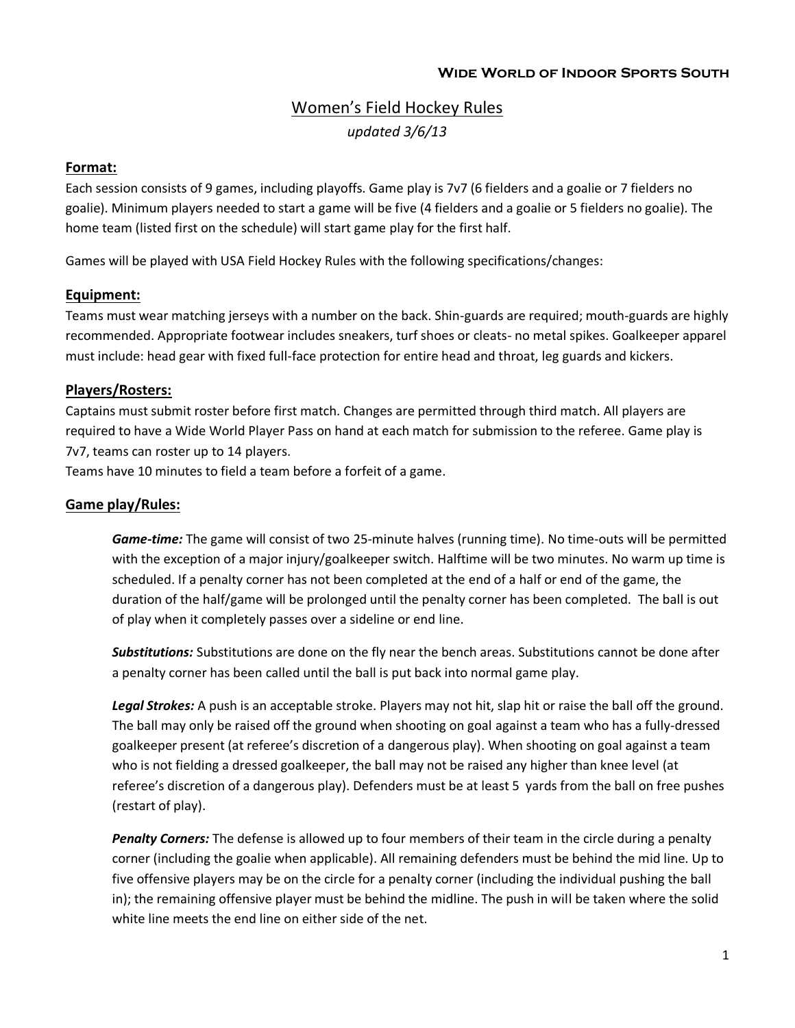**Wide World of Indoor Sports South**

# Women's Field Hockey Rules

*updated 3/6/13*

## Format:

Each session consists of 9 games, including playoffs. Game play is 7v7 (6 fielders and a goalie or 7 fielders no goalie). Minimum players needed to start a game will be five (4 fielders and a goalie or 5 fielders no goalie). The home team (listed first on the schedule) will start game play for the first half.

Games will be played with USA Field Hockey Rules with the following specifications/changes:

## Equipment:

Teams must wear matching jerseys with a number on the back. Shin-guards are required; mouth-guards are highly recommended. Appropriate footwear includes sneakers, turf shoes or cleats- no metal spikes. Goalkeeper apparel must include: head gear with fixed full-face protection for entire head and throat, leg guards and kickers.

## Players/Rosters:

Captains must submit roster before first match. Changes are permitted through third match. All players are required to have a Wide World Player Pass on hand at each match for submission to the referee. Game play is 7v7, teams can roster up to 14 players.

Teams have 10 minutes to field a team before a forfeit of a game.

## Game play/Rules:

***Game-time:*** The game will consist of two 25-minute halves (running time). No time-outs will be permitted with the exception of a major injury/goalkeeper switch. Halftime will be two minutes. No warm up time is scheduled. If a penalty corner has not been completed at the end of a half or end of the game, the duration of the half/game will be prolonged until the penalty corner has been completed. The ball is out of play when it completely passes over a sideline or end line.

***Substitutions:*** Substitutions are done on the fly near the bench areas. Substitutions cannot be done after a penalty corner has been called until the ball is put back into normal game play.

***Legal Strokes:*** A push is an acceptable stroke. Players may not hit, slap hit or raise the ball off the ground. The ball may only be raised off the ground when shooting on goal against a team who has a fully-dressed goalkeeper present (at referee's discretion of a dangerous play). When shooting on goal against a team who is not fielding a dressed goalkeeper, the ball may not be raised any higher than knee level (at referee's discretion of a dangerous play). Defenders must be at least 5 yards from the ball on free pushes (restart of play).

***Penalty Corners:*** The defense is allowed up to four members of their team in the circle during a penalty corner (including the goalie when applicable). All remaining defenders must be behind the mid line. Up to five offensive players may be on the circle for a penalty corner (including the individual pushing the ball in); the remaining offensive player must be behind the midline. The push in will be taken where the solid white line meets the end line on either side of the net.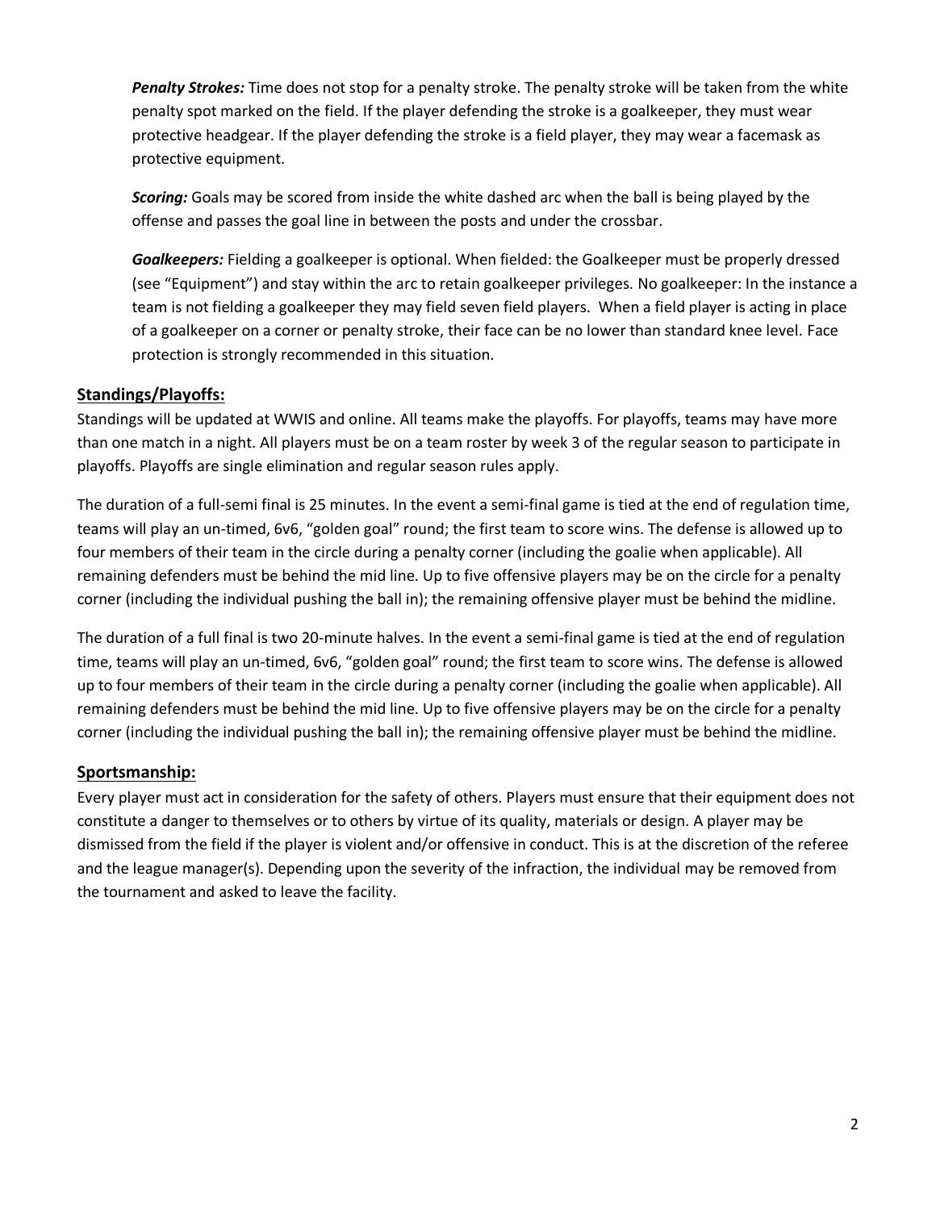***Penalty Strokes:*** Time does not stop for a penalty stroke. The penalty stroke will be taken from the white penalty spot marked on the field. If the player defending the stroke is a goalkeeper, they must wear protective headgear. If the player defending the stroke is a field player, they may wear a facemask as protective equipment.

***Scoring:*** Goals may be scored from inside the white dashed arc when the ball is being played by the offense and passes the goal line in between the posts and under the crossbar.

***Goalkeepers:*** Fielding a goalkeeper is optional. When fielded: the Goalkeeper must be properly dressed (see "Equipment") and stay within the arc to retain goalkeeper privileges. No goalkeeper: In the instance a team is not fielding a goalkeeper they may field seven field players. When a field player is acting in place of a goalkeeper on a corner or penalty stroke, their face can be no lower than standard knee level. Face protection is strongly recommended in this situation.

## Standings/Playoffs:

Standings will be updated at WWIS and online. All teams make the playoffs. For playoffs, teams may have more than one match in a night. All players must be on a team roster by week 3 of the regular season to participate in playoffs. Playoffs are single elimination and regular season rules apply.

The duration of a full-semi final is 25 minutes. In the event a semi-final game is tied at the end of regulation time, teams will play an un-timed, 6v6, "golden goal" round; the first team to score wins. The defense is allowed up to four members of their team in the circle during a penalty corner (including the goalie when applicable). All remaining defenders must be behind the mid line. Up to five offensive players may be on the circle for a penalty corner (including the individual pushing the ball in); the remaining offensive player must be behind the midline.

The duration of a full final is two 20-minute halves. In the event a semi-final game is tied at the end of regulation time, teams will play an un-timed, 6v6, "golden goal" round; the first team to score wins. The defense is allowed up to four members of their team in the circle during a penalty corner (including the goalie when applicable). All remaining defenders must be behind the mid line. Up to five offensive players may be on the circle for a penalty corner (including the individual pushing the ball in); the remaining offensive player must be behind the midline.

## Sportsmanship:

Every player must act in consideration for the safety of others. Players must ensure that their equipment does not constitute a danger to themselves or to others by virtue of its quality, materials or design. A player may be dismissed from the field if the player is violent and/or offensive in conduct. This is at the discretion of the referee and the league manager(s). Depending upon the severity of the infraction, the individual may be removed from the tournament and asked to leave the facility.